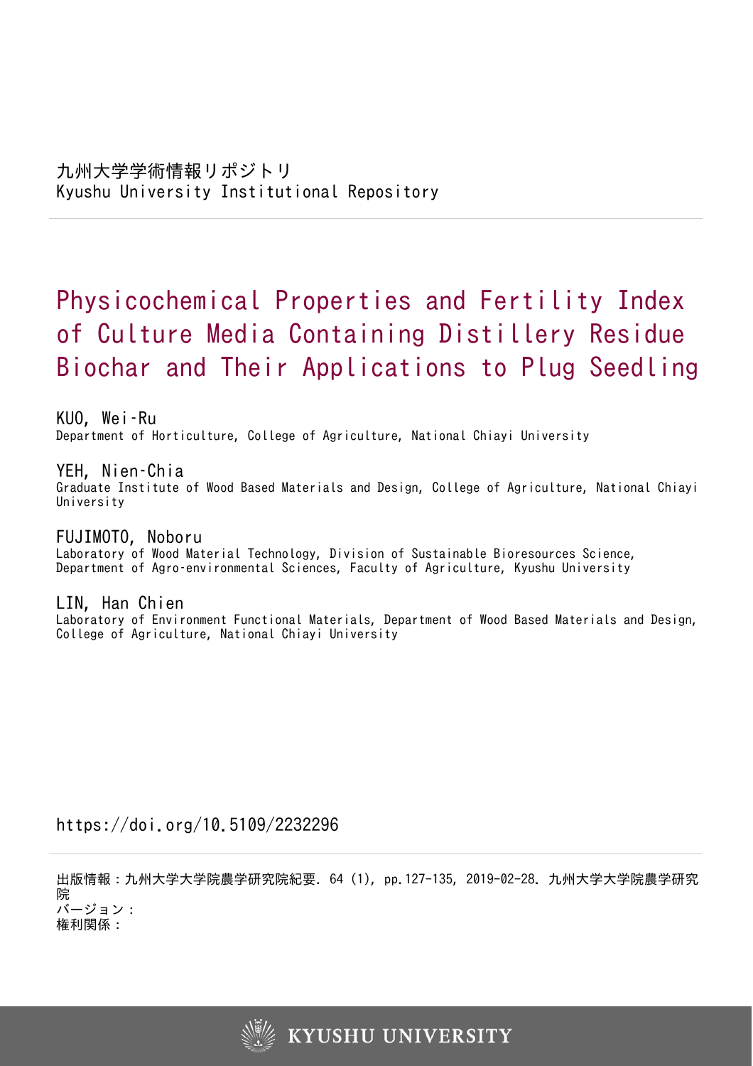九州大学学術情報リポジトリ
Kyushu University Institutional Repository

# Physicochemical Properties and Fertility Index of Culture Media Containing Distillery Residue Biochar and Their Applications to Plug Seedling

**KUO, Wei-Ru**
Department of Horticulture, College of Agriculture, National Chiayi University

**YEH, Nien-Chia**
Graduate Institute of Wood Based Materials and Design, College of Agriculture, National Chiayi University

**FUJIMOTO, Noboru**
Laboratory of Wood Material Technology, Division of Sustainable Bioresources Science, Department of Agro-environmental Sciences, Faculty of Agriculture, Kyushu University

**LIN, Han Chien**
Laboratory of Environment Functional Materials, Department of Wood Based Materials and Design, College of Agriculture, National Chiayi University

https://doi.org/10.5109/2232296

出版情報：九州大学大学院農学研究院紀要. 64 (1), pp.127-135, 2019-02-28. 九州大学大学院農学研究院
バージョン：
権利関係：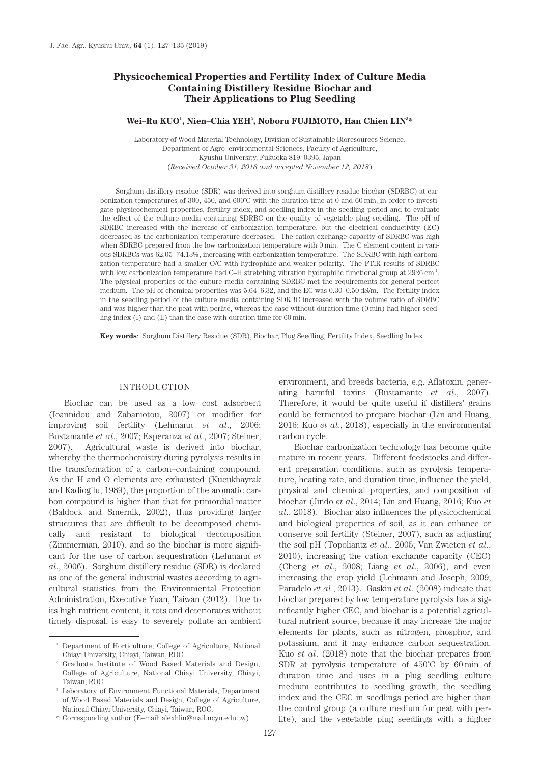# Physicochemical Properties and Fertility Index of Culture Media Containing Distillery Residue Biochar and Their Applications to Plug Seedling

**Wei–Ru KUO[1], Nien–Chia YEH[2], Noboru FUJIMOTO, Han Chien LIN[3]***

Laboratory of Wood Material Technology, Division of Sustainable Bioresources Science, Department of Agro–environmental Sciences, Faculty of Agriculture, Kyushu University, Fukuoka 819–0395, Japan
(*Received October 31, 2018 and accepted November 12, 2018*)

Sorghum distillery residue (SDR) was derived into sorghum distillery residue biochar (SDRBC) at carbonization temperatures of 300, 450, and 600°C with the duration time at 0 and 60 min, in order to investigate physicochemical properties, fertility index, and seedling index in the seedling period and to evaluate the effect of the culture media containing SDRBC on the quality of vegetable plug seedling. The pH of SDRBC increased with the increase of carbonization temperature, but the electrical conductivity (EC) decreased as the carbonization temperature decreased. The cation exchange capacity of SDRBC was high when SDRBC prepared from the low carbonization temperature with 0 min. The C element content in various SDRBCs was 62.05–74.13%, increasing with carbonization temperature. The SDRBC with high carbonization temperature had a smaller O/C with hydrophilic and weaker polarity. The FTIR results of SDRBC with low carbonization temperature had C–H stretching vibration hydrophilic functional group at 2926 $cm^{-1}$. The physical properties of the culture media containing SDRBC met the requirements for general perfect medium. The pH of chemical properties was 5.64–6.32, and the EC was 0.30–0.50 dS/m. The fertility index in the seedling period of the culture media containing SDRBC increased with the volume ratio of SDRBC and was higher than the peat with perlite, whereas the case without duration time (0 min) had higher seedling index (I) and (II) than the case with duration time for 60 min.

**Key words**: Sorghum Distillery Residue (SDR), Biochar, Plug Seedling, Fertility Index, Seedling Index

## INTRODUCTION

Biochar can be used as a low cost adsorbent (Ioannidou and Zabaniotou, 2007) or modifier for improving soil fertility (Lehmann *et al*., 2006; Bustamante *et al*., 2007; Esperanza *et al*., 2007; Steiner, 2007). Agricultural waste is derived into biochar, whereby the thermochemistry during pyrolysis results in the transformation of a carbon–containing compound. As the H and O elements are exhausted (Kucukbayrak and Kadiog˘lu, 1989), the proportion of the aromatic carbon compound is higher than that for primordial matter (Baldock and Smernik, 2002), thus providing larger structures that are difficult to be decomposed chemically and resistant to biological decomposition (Zimmerman, 2010), and so the biochar is more significant for the use of carbon sequestration (Lehmann *et al*., 2006). Sorghum distillery residue (SDR) is declared as one of the general industrial wastes according to agricultural statistics from the Environmental Protection Administration, Executive Yuan, Taiwan (2012). Due to its high nutrient content, it rots and deteriorates without timely disposal, is easy to severely pollute an ambient environment, and breeds bacteria, e.g. Aflatoxin, generating harmful toxins (Bustamante *et al*., 2007). Therefore, it would be quite useful if distillers' grains could be fermented to prepare biochar (Lin and Huang, 2016; Kuo *et al*., 2018), especially in the environmental carbon cycle.

Biochar carbonization technology has become quite mature in recent years. Different feedstocks and different preparation conditions, such as pyrolysis temperature, heating rate, and duration time, influence the yield, physical and chemical properties, and composition of biochar (Jindo *et al*., 2014; Lin and Huang, 2016; Kuo *et al*., 2018). Biochar also influences the physicochemical and biological properties of soil, as it can enhance or conserve soil fertility (Steiner, 2007), such as adjusting the soil pH (Topoliantz *et al*., 2005; Van Zwieten *et al*., 2010), increasing the cation exchange capacity (CEC) (Cheng *et al*., 2008; Liang *et al*., 2006), and even increasing the crop yield (Lehmann and Joseph, 2009; Paradelo *et al*., 2013). Gaskin *et al*. (2008) indicate that biochar prepared by low temperature pyrolysis has a significantly higher CEC, and biochar is a potential agricultural nutrient source, because it may increase the major elements for plants, such as nitrogen, phosphor, and potassium, and it may enhance carbon sequestration. Kuo *et al*. (2018) note that the biochar prepares from SDR at pyrolysis temperature of 450°C by 60 min of duration time and uses in a plug seedling culture medium contributes to seedling growth; the seedling index and the CEC in seedlings period are higher than the control group (a culture medium for peat with perlite), and the vegetable plug seedlings with a higher

---

[1] Department of Horticulture, College of Agriculture, National Chiayi University, Chiayi, Taiwan, ROC.

[2] Graduate Institute of Wood Based Materials and Design, College of Agriculture, National Chiayi University, Chiayi, Taiwan, ROC.

[3] Laboratory of Environment Functional Materials, Department of Wood Based Materials and Design, College of Agriculture, National Chiayi University, Chiayi, Taiwan, ROC.

\* Corresponding author (E–mail: alexhlin@mail.ncyu.edu.tw)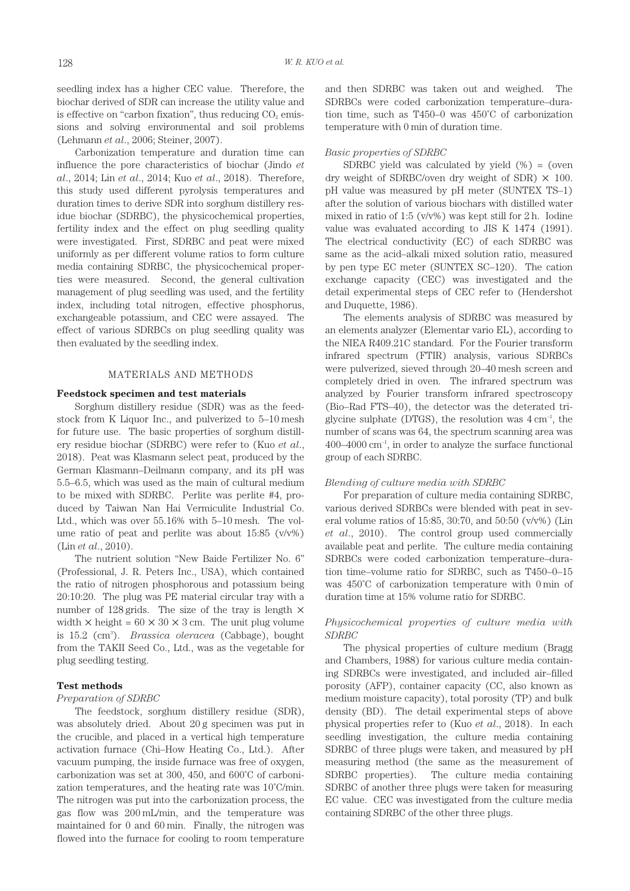seedling index has a higher CEC value. Therefore, the biochar derived of SDR can increase the utility value and is effective on "carbon fixation", thus reducing $CO_2$ emissions and solving environmental and soil problems (Lehmann *et al*., 2006; Steiner, 2007).

Carbonization temperature and duration time can influence the pore characteristics of biochar (Jindo *et al*., 2014; Lin *et al*., 2014; Kuo *et al*., 2018). Therefore, this study used different pyrolysis temperatures and duration times to derive SDR into sorghum distillery residue biochar (SDRBC), the physicochemical properties, fertility index and the effect on plug seedling quality were investigated. First, SDRBC and peat were mixed uniformly as per different volume ratios to form culture media containing SDRBC, the physicochemical properties were measured. Second, the general cultivation management of plug seedling was used, and the fertility index, including total nitrogen, effective phosphorus, exchangeable potassium, and CEC were assayed. The effect of various SDRBCs on plug seedling quality was then evaluated by the seedling index.

## MATERIALS AND METHODS

### Feedstock specimen and test materials

Sorghum distillery residue (SDR) was as the feedstock from K Liquor Inc., and pulverized to 5–10 mesh for future use. The basic properties of sorghum distillery residue biochar (SDRBC) were refer to (Kuo *et al*., 2018). Peat was Klasmann select peat, produced by the German Klasmann–Deilmann company, and its pH was 5.5–6.5, which was used as the main of cultural medium to be mixed with SDRBC. Perlite was perlite #4, produced by Taiwan Nan Hai Vermiculite Industrial Co. Ltd., which was over 55.16% with 5–10 mesh. The volume ratio of peat and perlite was about 15:85 (v/v%) (Lin *et al*., 2010).

The nutrient solution "New Baide Fertilizer No. 6" (Professional, J. R. Peters Inc., USA), which contained the ratio of nitrogen phosphorous and potassium being 20:10:20. The plug was PE material circular tray with a number of 128 grids. The size of the tray is length × width × height = 60 × 30 × 3 cm. The unit plug volume is 15.2 ($cm^3$). *Brassica oleracea* (Cabbage), bought from the TAKII Seed Co., Ltd., was as the vegetable for plug seedling testing.

### Test methods

*Preparation of SDRBC*

The feedstock, sorghum distillery residue (SDR), was absolutely dried. About 20 g specimen was put in the crucible, and placed in a vertical high temperature activation furnace (Chi–How Heating Co., Ltd.). After vacuum pumping, the inside furnace was free of oxygen, carbonization was set at 300, 450, and 600°C of carbonization temperatures, and the heating rate was 10°C/min. The nitrogen was put into the carbonization process, the gas flow was 200 mL/min, and the temperature was maintained for 0 and 60 min. Finally, the nitrogen was flowed into the furnace for cooling to room temperature and then SDRBC was taken out and weighed. The SDRBCs were coded carbonization temperature–duration time, such as T450–0 was 450°C of carbonization temperature with 0 min of duration time.

*Basic properties of SDRBC*

SDRBC yield was calculated by yield (%) = (oven dry weight of SDRBC/oven dry weight of SDR) × 100. pH value was measured by pH meter (SUNTEX TS–1) after the solution of various biochars with distilled water mixed in ratio of 1:5 (v/v%) was kept still for 2 h. Iodine value was evaluated according to JIS K 1474 (1991). The electrical conductivity (EC) of each SDRBC was same as the acid–alkali mixed solution ratio, measured by pen type EC meter (SUNTEX SC–120). The cation exchange capacity (CEC) was investigated and the detail experimental steps of CEC refer to (Hendershot and Duquette, 1986).

The elements analysis of SDRBC was measured by an elements analyzer (Elementar vario EL), according to the NIEA R409.21C standard. For the Fourier transform infrared spectrum (FTIR) analysis, various SDRBCs were pulverized, sieved through 20–40 mesh screen and completely dried in oven. The infrared spectrum was analyzed by Fourier transform infrared spectroscopy (Bio–Rad FTS–40), the detector was the deterated triglycine sulphate (DTGS), the resolution was 4 $cm^{-1}$, the number of scans was 64, the spectrum scanning area was 400–4000 $cm^{-1}$, in order to analyze the surface functional group of each SDRBC.

*Blending of culture media with SDRBC*

For preparation of culture media containing SDRBC, various derived SDRBCs were blended with peat in several volume ratios of 15:85, 30:70, and 50:50 (v/v%) (Lin *et al*., 2010). The control group used commercially available peat and perlite. The culture media containing SDRBCs were coded carbonization temperature–duration time–volume ratio for SDRBC, such as T450–0–15 was 450°C of carbonization temperature with 0 min of duration time at 15% volume ratio for SDRBC.

*Physicochemical properties of culture media with SDRBC*

The physical properties of culture medium (Bragg and Chambers, 1988) for various culture media containing SDRBCs were investigated, and included air–filled porosity (AFP), container capacity (CC, also known as medium moisture capacity), total porosity (TP) and bulk density (BD). The detail experimental steps of above physical properties refer to (Kuo *et al*., 2018). In each seedling investigation, the culture media containing SDRBC of three plugs were taken, and measured by pH measuring method (the same as the measurement of SDRBC properties). The culture media containing SDRBC of another three plugs were taken for measuring EC value. CEC was investigated from the culture media containing SDRBC of the other three plugs.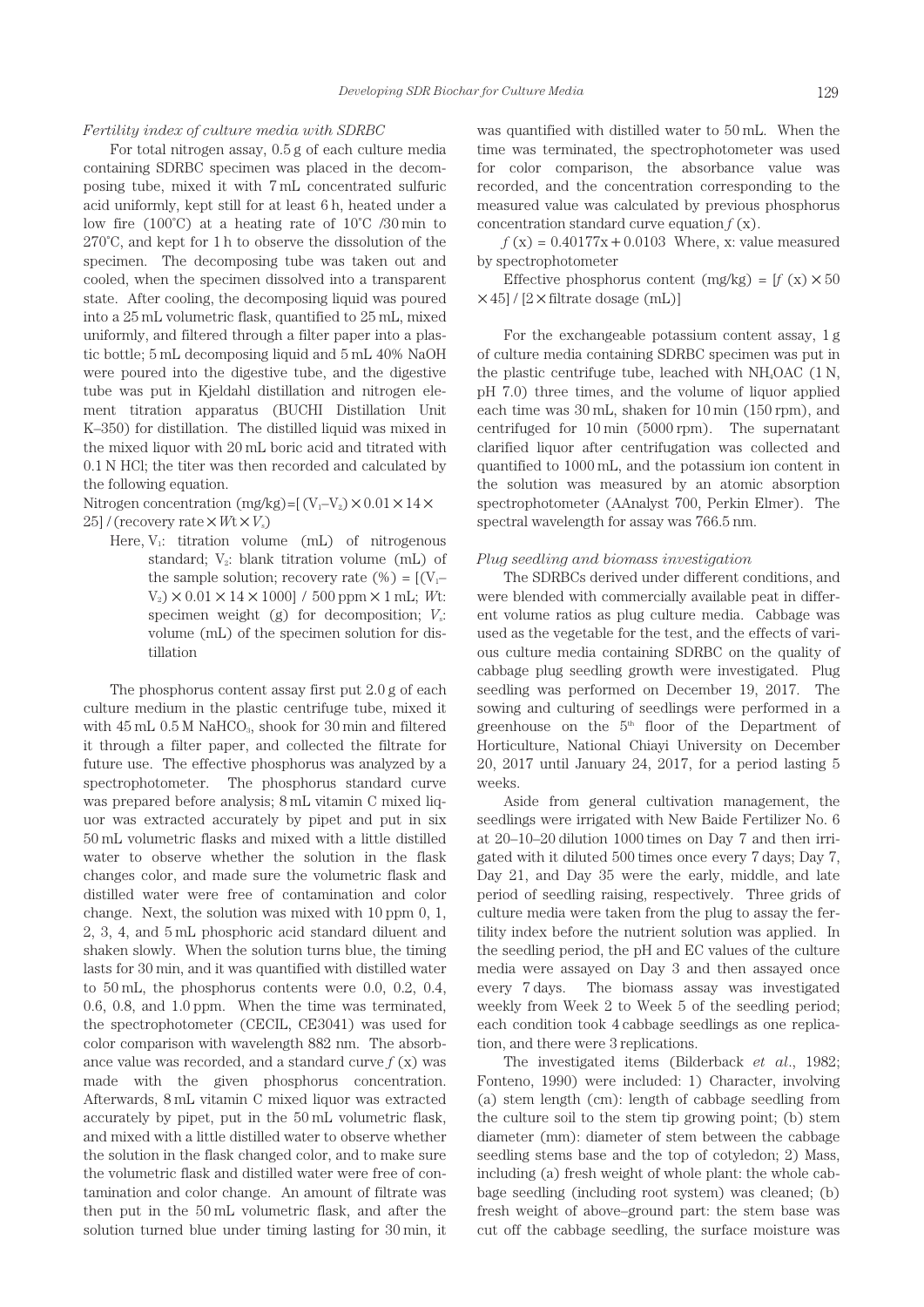*Fertility index of culture media with SDRBC*

For total nitrogen assay, 0.5 g of each culture media containing SDRBC specimen was placed in the decomposing tube, mixed it with 7 mL concentrated sulfuric acid uniformly, kept still for at least 6 h, heated under a low fire (100°C) at a heating rate of 10°C /30 min to 270°C, and kept for 1 h to observe the dissolution of the specimen. The decomposing tube was taken out and cooled, when the specimen dissolved into a transparent state. After cooling, the decomposing liquid was poured into a 25 mL volumetric flask, quantified to 25 mL, mixed uniformly, and filtered through a filter paper into a plastic bottle; 5 mL decomposing liquid and 5 mL 40% NaOH were poured into the digestive tube, and the digestive tube was put in Kjeldahl distillation and nitrogen element titration apparatus (BUCHI Distillation Unit K–350) for distillation. The distilled liquid was mixed in the mixed liquor with 20 mL boric acid and titrated with 0.1 N HCl; the titer was then recorded and calculated by the following equation.

Nitrogen concentration (mg/kg) = $[(V_1–V_2) \times 0.01 \times 14 \times 25]$ / (recovery rate $\times Wt \times V_s$)

Here, $V_1$: titration volume (mL) of nitrogenous standard; $V_2$: blank titration volume (mL) of the sample solution; recovery rate (%) = $[(V_1–V_2) \times 0.01 \times 14 \times 1000]$ / 500 ppm $\times$ 1 mL; $Wt$: specimen weight (g) for decomposition; $V_s$: volume (mL) of the specimen solution for distillation

The phosphorus content assay first put 2.0 g of each culture medium in the plastic centrifuge tube, mixed it with 45 mL 0.5 M $NaHCO_3$, shook for 30 min and filtered it through a filter paper, and collected the filtrate for future use. The effective phosphorus was analyzed by a spectrophotometer. The phosphorus standard curve was prepared before analysis; 8 mL vitamin C mixed liquor was extracted accurately by pipet and put in six 50 mL volumetric flasks and mixed with a little distilled water to observe whether the solution in the flask changes color, and made sure the volumetric flask and distilled water were free of contamination and color change. Next, the solution was mixed with 10 ppm 0, 1, 2, 3, 4, and 5 mL phosphoric acid standard diluent and shaken slowly. When the solution turns blue, the timing lasts for 30 min, and it was quantified with distilled water to 50 mL, the phosphorus contents were 0.0, 0.2, 0.4, 0.6, 0.8, and 1.0 ppm. When the time was terminated, the spectrophotometer (CECIL, CE3041) was used for color comparison with wavelength 882 nm. The absorbance value was recorded, and a standard curve $f$ (x) was made with the given phosphorus concentration. Afterwards, 8 mL vitamin C mixed liquor was extracted accurately by pipet, put in the 50 mL volumetric flask, and mixed with a little distilled water to observe whether the solution in the flask changed color, and to make sure the volumetric flask and distilled water were free of contamination and color change. An amount of filtrate was then put in the 50 mL volumetric flask, and after the solution turned blue under timing lasting for 30 min, it was quantified with distilled water to 50 mL. When the time was terminated, the spectrophotometer was used for color comparison, the absorbance value was recorded, and the concentration corresponding to the measured value was calculated by previous phosphorus concentration standard curve equation $f$ (x).

$f(x) = 0.40177x + 0.0103$ Where, x: value measured by spectrophotometer

Effective phosphorus content (mg/kg) = $[f(x) \times 50 \times 45]$ / $[2 \times$ filtrate dosage (mL)$]$

For the exchangeable potassium content assay, 1 g of culture media containing SDRBC specimen was put in the plastic centrifuge tube, leached with $NH_4OAC$ (1 N, pH 7.0) three times, and the volume of liquor applied each time was 30 mL, shaken for 10 min (150 rpm), and centrifuged for 10 min (5000 rpm). The supernatant clarified liquor after centrifugation was collected and quantified to 1000 mL, and the potassium ion content in the solution was measured by an atomic absorption spectrophotometer (AAnalyst 700, Perkin Elmer). The spectral wavelength for assay was 766.5 nm.

*Plug seedling and biomass investigation*

The SDRBCs derived under different conditions, and were blended with commercially available peat in different volume ratios as plug culture media. Cabbage was used as the vegetable for the test, and the effects of various culture media containing SDRBC on the quality of cabbage plug seedling growth were investigated. Plug seedling was performed on December 19, 2017. The sowing and culturing of seedlings were performed in a greenhouse on the 5th floor of the Department of Horticulture, National Chiayi University on December 20, 2017 until January 24, 2017, for a period lasting 5 weeks.

Aside from general cultivation management, the seedlings were irrigated with New Baide Fertilizer No. 6 at 20–10–20 dilution 1000 times on Day 7 and then irrigated with it diluted 500 times once every 7 days; Day 7, Day 21, and Day 35 were the early, middle, and late period of seedling raising, respectively. Three grids of culture media were taken from the plug to assay the fertility index before the nutrient solution was applied. In the seedling period, the pH and EC values of the culture media were assayed on Day 3 and then assayed once every 7 days. The biomass assay was investigated weekly from Week 2 to Week 5 of the seedling period; each condition took 4 cabbage seedlings as one replication, and there were 3 replications.

The investigated items (Bilderback *et al*., 1982; Fonteno, 1990) were included: 1) Character, involving (a) stem length (cm): length of cabbage seedling from the culture soil to the stem tip growing point; (b) stem diameter (mm): diameter of stem between the cabbage seedling stems base and the top of cotyledon; 2) Mass, including (a) fresh weight of whole plant: the whole cabbage seedling (including root system) was cleaned; (b) fresh weight of above–ground part: the stem base was cut off the cabbage seedling, the surface moisture was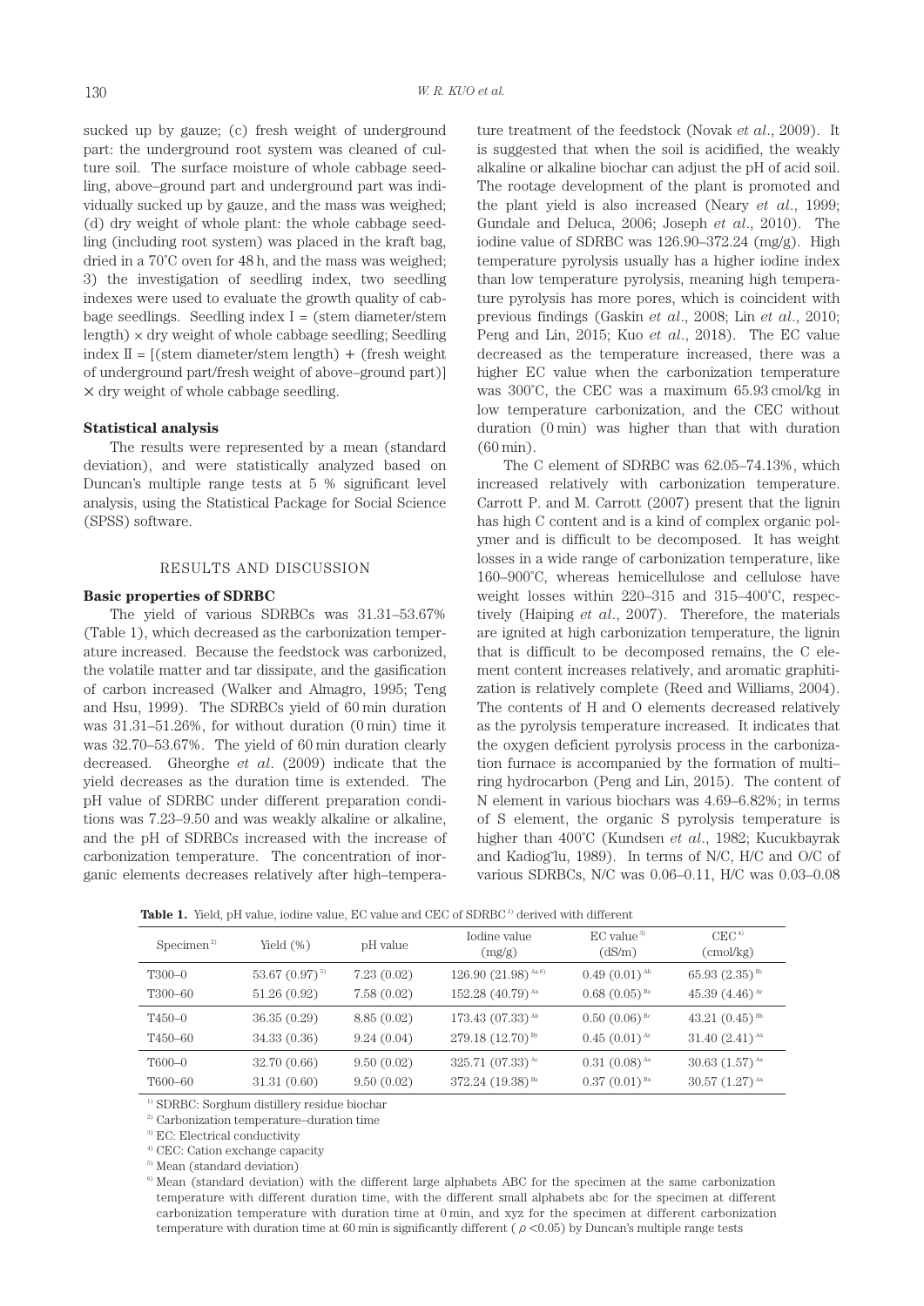sucked up by gauze; (c) fresh weight of underground part: the underground root system was cleaned of culture soil. The surface moisture of whole cabbage seedling, above–ground part and underground part was individually sucked up by gauze, and the mass was weighed; (d) dry weight of whole plant: the whole cabbage seedling (including root system) was placed in the kraft bag, dried in a 70˚C oven for 48 h, and the mass was weighed; 3) the investigation of seedling index, two seedling indexes were used to evaluate the growth quality of cabbage seedlings. Seedling index I = (stem diameter/stem length) × dry weight of whole cabbage seedling; Seedling index II = [(stem diameter/stem length) + (fresh weight of underground part/fresh weight of above–ground part)] × dry weight of whole cabbage seedling.

#### Statistical analysis

The results were represented by a mean (standard deviation), and were statistically analyzed based on Duncan's multiple range tests at 5 % significant level analysis, using the Statistical Package for Social Science (SPSS) software.

## RESULTS AND DISCUSSION

#### Basic properties of SDRBC

The yield of various SDRBCs was 31.31–53.67% (Table 1), which decreased as the carbonization temperature increased. Because the feedstock was carbonized, the volatile matter and tar dissipate, and the gasification of carbon increased (Walker and Almagro, 1995; Teng and Hsu, 1999). The SDRBCs yield of 60 min duration was 31.31–51.26%, for without duration (0 min) time it was 32.70–53.67%. The yield of 60 min duration clearly decreased. Gheorghe *et al*. (2009) indicate that the yield decreases as the duration time is extended. The pH value of SDRBC under different preparation conditions was 7.23–9.50 and was weakly alkaline or alkaline, and the pH of SDRBCs increased with the increase of carbonization temperature. The concentration of inorganic elements decreases relatively after high–temperature treatment of the feedstock (Novak *et al*., 2009). It is suggested that when the soil is acidified, the weakly alkaline or alkaline biochar can adjust the pH of acid soil. The rootage development of the plant is promoted and the plant yield is also increased (Neary *et al*., 1999; Gundale and Deluca, 2006; Joseph *et al*., 2010). The iodine value of SDRBC was 126.90–372.24 (mg/g). High temperature pyrolysis usually has a higher iodine index than low temperature pyrolysis, meaning high temperature pyrolysis has more pores, which is coincident with previous findings (Gaskin *et al*., 2008; Lin *et al*., 2010; Peng and Lin, 2015; Kuo *et al*., 2018). The EC value decreased as the temperature increased, there was a higher EC value when the carbonization temperature was 300˚C, the CEC was a maximum 65.93 cmol/kg in low temperature carbonization, and the CEC without duration (0 min) was higher than that with duration (60 min).

The C element of SDRBC was 62.05–74.13%, which increased relatively with carbonization temperature. Carrott P. and M. Carrott (2007) present that the lignin has high C content and is a kind of complex organic polymer and is difficult to be decomposed. It has weight losses in a wide range of carbonization temperature, like 160–900˚C, whereas hemicellulose and cellulose have weight losses within 220–315 and 315–400˚C, respectively (Haiping *et al*., 2007). Therefore, the materials are ignited at high carbonization temperature, the lignin that is difficult to be decomposed remains, the C element content increases relatively, and aromatic graphitization is relatively complete (Reed and Williams, 2004). The contents of H and O elements decreased relatively as the pyrolysis temperature increased. It indicates that the oxygen deficient pyrolysis process in the carbonization furnace is accompanied by the formation of multi–ring hydrocarbon (Peng and Lin, 2015). The content of N element in various biochars was 4.69–6.82%; in terms of S element, the organic S pyrolysis temperature is higher than 400˚C (Kundsen *et al*., 1982; Kucukbayrak and Kadioğlu, 1989). In terms of N/C, H/C and O/C of various SDRBCs, N/C was 0.06–0.11, H/C was 0.03–0.08

**Table 1.** Yield, pH value, iodine value, EC value and CEC of SDRBC[1] derived with different

| Specimen[2] | Yield (%) | pH value | Iodine value (mg/g) | EC value[3] (dS/m) | CEC[4] (cmol/kg) |
|---|---|---|---|---|---|
| T300–0 | 53.67 (0.97)[5] | 7.23 (0.02) | 126.90 (21.98)[Aa 6)] | 0.49 (0.01)[Ab] | 65.93 (2.35)[Bc] |
| T300–60 | 51.26 (0.92) | 7.58 (0.02) | 152.28 (40.79)[Ax] | 0.68 (0.05)[Bz] | 45.39 (4.46)[Ay] |
| T450–0 | 36.35 (0.29) | 8.85 (0.02) | 173.43 (07.33)[Ab] | 0.50 (0.06)[Bc] | 43.21 (0.45)[Bb] |
| T450–60 | 34.33 (0.36) | 9.24 (0.04) | 279.18 (12.70)[By] | 0.45 (0.01)[Ay] | 31.40 (2.41)[Ax] |
| T600–0 | 32.70 (0.66) | 9.50 (0.02) | 325.71 (07.33)[Ac] | 0.31 (0.08)[Aa] | 30.63 (1.57)[Aa] |
| T600–60 | 31.31 (0.60) | 9.50 (0.02) | 372.24 (19.38)[Bz] | 0.37 (0.01)[Bx] | 30.57 (1.27)[Ax] |

[1] SDRBC: Sorghum distillery residue biochar

[2] Carbonization temperature–duration time

[3] EC: Electrical conductivity

[4] CEC: Cation exchange capacity

[5] Mean (standard deviation)

[6] Mean (standard deviation) with the different large alphabets ABC for the specimen at the same carbonization temperature with different duration time, with the different small alphabets abc for the specimen at different carbonization temperature with duration time at 0 min, and xyz for the specimen at different carbonization temperature with duration time at 60 min is significantly different ($\rho$<0.05) by Duncan's multiple range tests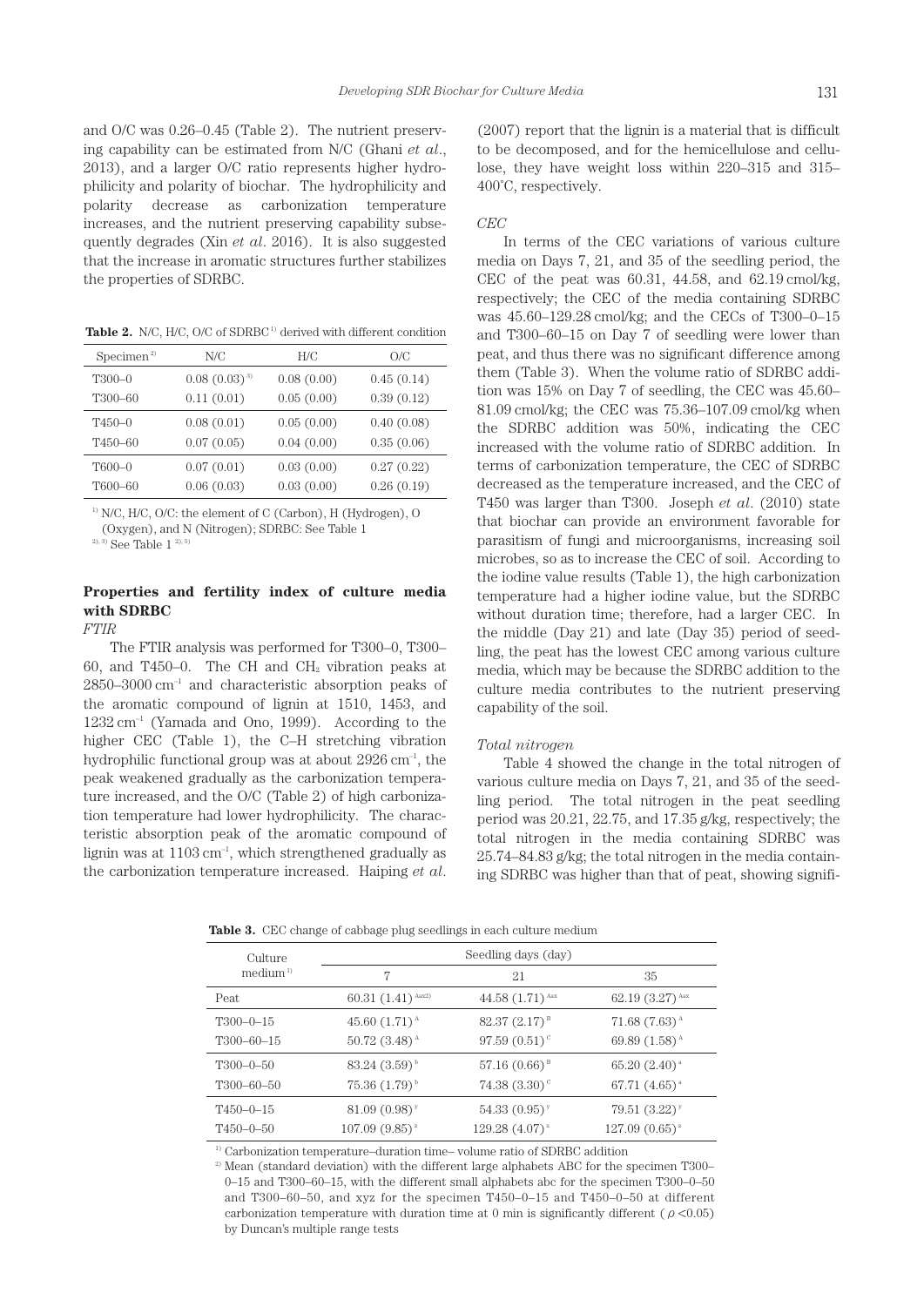and O/C was 0.26–0.45 (Table 2). The nutrient preserving capability can be estimated from N/C (Ghani *et al.*, 2013), and a larger O/C ratio represents higher hydrophilicity and polarity of biochar. The hydrophilicity and polarity decrease as carbonization temperature increases, and the nutrient preserving capability subsequently degrades (Xin *et al*. 2016). It is also suggested that the increase in aromatic structures further stabilizes the properties of SDRBC.

**Table 2.** N/C, H/C, O/C of SDRBC[1] derived with different condition

| Specimen[2] | N/C | H/C | O/C |
|---|---|---|---|
| T300–0 | 0.08 (0.03)[3] | 0.08 (0.00) | 0.45 (0.14) |
| T300–60 | 0.11 (0.01) | 0.05 (0.00) | 0.39 (0.12) |
| T450–0 | 0.08 (0.01) | 0.05 (0.00) | 0.40 (0.08) |
| T450–60 | 0.07 (0.05) | 0.04 (0.00) | 0.35 (0.06) |
| T600–0 | 0.07 (0.01) | 0.03 (0.00) | 0.27 (0.22) |
| T600–60 | 0.06 (0.03) | 0.03 (0.00) | 0.26 (0.19) |

[1] N/C, H/C, O/C: the element of C (Carbon), H (Hydrogen), O (Oxygen), and N (Nitrogen); SDRBC: See Table 1

[2], [3] See Table 1 [2], [5]

## Properties and fertility index of culture media with SDRBC

*FTIR*

The FTIR analysis was performed for T300–0, T300–60, and T450–0. The CH and $CH_2$ vibration peaks at 2850–3000 $cm^{-1}$ and characteristic absorption peaks of the aromatic compound of lignin at 1510, 1453, and 1232 $cm^{-1}$ (Yamada and Ono, 1999). According to the higher CEC (Table 1), the C–H stretching vibration hydrophilic functional group was at about 2926 $cm^{-1}$, the peak weakened gradually as the carbonization temperature increased, and the O/C (Table 2) of high carbonization temperature had lower hydrophilicity. The characteristic absorption peak of the aromatic compound of lignin was at 1103 $cm^{-1}$, which strengthened gradually as the carbonization temperature increased. Haiping *et al*. (2007) report that the lignin is a material that is difficult to be decomposed, and for the hemicellulose and cellulose, they have weight loss within 220–315 and 315–400°C, respectively.

*CEC*

In terms of the CEC variations of various culture media on Days 7, 21, and 35 of the seedling period, the CEC of the peat was 60.31, 44.58, and 62.19 cmol/kg, respectively; the CEC of the media containing SDRBC was 45.60–129.28 cmol/kg; and the CECs of T300–0–15 and T300–60–15 on Day 7 of seedling were lower than peat, and thus there was no significant difference among them (Table 3). When the volume ratio of SDRBC addition was 15% on Day 7 of seedling, the CEC was 45.60–81.09 cmol/kg; the CEC was 75.36–107.09 cmol/kg when the SDRBC addition was 50%, indicating the CEC increased with the volume ratio of SDRBC addition. In terms of carbonization temperature, the CEC of SDRBC decreased as the temperature increased, and the CEC of T450 was larger than T300. Joseph *et al*. (2010) state that biochar can provide an environment favorable for parasitism of fungi and microorganisms, increasing soil microbes, so as to increase the CEC of soil. According to the iodine value results (Table 1), the high carbonization temperature had a higher iodine value, but the SDRBC without duration time; therefore, had a larger CEC. In the middle (Day 21) and late (Day 35) period of seedling, the peat has the lowest CEC among various culture media, which may be because the SDRBC addition to the culture media contributes to the nutrient preserving capability of the soil.

*Total nitrogen*

Table 4 showed the change in the total nitrogen of various culture media on Days 7, 21, and 35 of the seedling period. The total nitrogen in the peat seedling period was 20.21, 22.75, and 17.35 g/kg, respectively; the total nitrogen in the media containing SDRBC was 25.74–84.83 g/kg; the total nitrogen in the media containing SDRBC was higher than that of peat, showing signifi-

**Table 3.** CEC change of cabbage plug seedlings in each culture medium

| Culture medium[1] | Seedling days (day) | | |
|---|---|---|---|
| | 7 | 21 | 35 |
| Peat | 60.31 (1.41)[Aax2)] | 44.58 (1.71)[Aax] | 62.19 (3.27)[Aax] |
| T300–0–15 | 45.60 (1.71)[A] | 82.37 (2.17)[B] | 71.68 (7.63)[A] |
| T300–60–15 | 50.72 (3.48)[A] | 97.59 (0.51)[C] | 69.89 (1.58)[A] |
| T300–0–50 | 83.24 (3.59)[b] | 57.16 (0.66)[B] | 65.20 (2.40)[a] |
| T300–60–50 | 75.36 (1.79)[b] | 74.38 (3.30)[C] | 67.71 (4.65)[a] |
| T450–0–15 | 81.09 (0.98)[y] | 54.33 (0.95)[y] | 79.51 (3.22)[y] |
| T450–0–50 | 107.09 (9.85)[z] | 129.28 (4.07)[z] | 127.09 (0.65)[z] |

[1] Carbonization temperature–duration time– volume ratio of SDRBC addition

[2] Mean (standard deviation) with the different large alphabets ABC for the specimen T300–0–15 and T300–60–15, with the different small alphabets abc for the specimen T300–0–50 and T300–60–50, and xyz for the specimen T450–0–15 and T450–0–50 at different carbonization temperature with duration time at 0 min is significantly different ($\rho$ <0.05) by Duncan's multiple range tests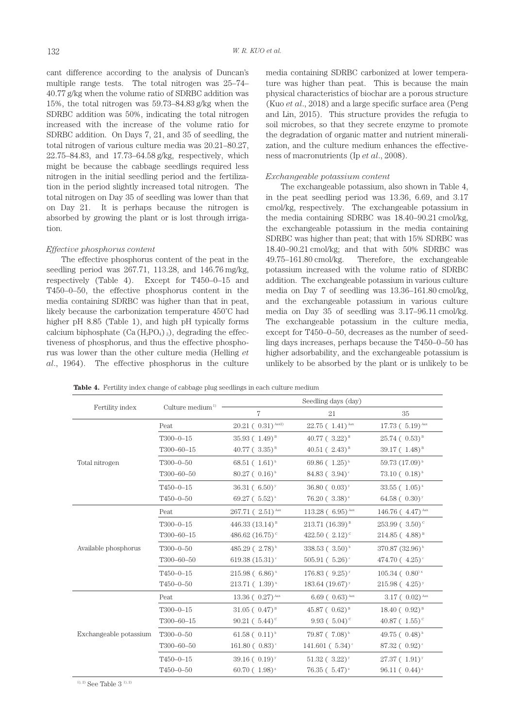cant difference according to the analysis of Duncan's multiple range tests. The total nitrogen was 25–74–40.77 g/kg when the volume ratio of SDRBC addition was 15%, the total nitrogen was 59.73–84.83 g/kg when the SDRBC addition was 50%, indicating the total nitrogen increased with the increase of the volume ratio for SDRBC addition. On Days 7, 21, and 35 of seedling, the total nitrogen of various culture media was 20.21–80.27, 22.75–84.83, and 17.73–64.58 g/kg, respectively, which might be because the cabbage seedlings required less nitrogen in the initial seedling period and the fertilization in the period slightly increased total nitrogen. The total nitrogen on Day 35 of seedling was lower than that on Day 21. It is perhaps because the nitrogen is absorbed by growing the plant or is lost through irrigation.

*Effective phosphorus content*

The effective phosphorus content of the peat in the seedling period was 267.71, 113.28, and 146.76 mg/kg, respectively (Table 4). Except for T450–0–15 and T450–0–50, the effective phosphorus content in the media containing SDRBC was higher than that in peat, likely because the carbonization temperature 450°C had higher pH 8.85 (Table 1), and high pH typically forms calcium biphosphate ($Ca(H_2PO_4)_2$), degrading the effectiveness of phosphorus, and thus the effective phosphorus was lower than the other culture media (Helling *et al.*, 1964). The effective phosphorus in the culture media containing SDRBC carbonized at lower temperature was higher than peat. This is because the main physical characteristics of biochar are a porous structure (Kuo *et al.*, 2018) and a large specific surface area (Peng and Lin, 2015). This structure provides the refugia to soil microbes, so that they secrete enzyme to promote the degradation of organic matter and nutrient mineralization, and the culture medium enhances the effectiveness of macronutrients (Ip *et al.*, 2008).

*Exchangeable potassium content*

The exchangeable potassium, also shown in Table 4, in the peat seedling period was 13.36, 6.69, and 3.17 cmol/kg, respectively. The exchangeable potassium in the media containing SDRBC was 18.40–90.21 cmol/kg, the exchangeable potassium in the media containing SDRBC was higher than peat; that with 15% SDRBC was 18.40–90.21 cmol/kg; and that with 50% SDRBC was 49.75–161.80 cmol/kg. Therefore, the exchangeable potassium increased with the volume ratio of SDRBC addition. The exchangeable potassium in various culture media on Day 7 of seedling was 13.36–161.80 cmol/kg, and the exchangeable potassium in various culture media on Day 35 of seedling was 3.17–96.11 cmol/kg. The exchangeable potassium in the culture media, except for T450–0–50, decreases as the number of seedling days increases, perhaps because the T450–0–50 has higher adsorbability, and the exchangeable potassium is unlikely to be absorbed by the plant or is unlikely to be

**Table 4.** Fertility index change of cabbage plug seedlings in each culture medium

| Fertility index | Culture medium[1)] | Seedling days (day) | | |
|---|---|---|---|---|
| | | 7 | 21 | 35 |
| Total nitrogen | Peat | 20.21 ( 0.31)[Aax2)] | 22.75 ( 1.41)[Aax] | 17.73 ( 5.19)[Aax] |
| | T300–0–15 | 35.93 ( 1.49)[B] | 40.77 ( 3.22)[B] | 25.74 ( 0.53)[B] |
| | T300–60–15 | 40.77 ( 3.35)[B] | 40.51 ( 2.43)[B] | 39.17 ( 1.48)[B] |
| | T300–0–50 | 68.51 ( 1.61)[b] | 69.86 ( 1.25)[b] | 59.73 (17.09)[b] |
| | T300–60–50 | 80.27 ( 0.16)[b] | 84.83 ( 3.94)[c] | 73.10 ( 0.18)[b] |
| | T450–0–15 | 36.31 ( 6.50)[y] | 36.80 ( 0.03)[y] | 33.55 ( 1.05)[x] |
| | T450–0–50 | 69.27 ( 5.52)[z] | 76.20 ( 3.38)[z] | 64.58 ( 0.30)[y] |
| Available phosphorus | Peat | 267.71 ( 2.51)[Aax] | 113.28 ( 6.95)[Aax] | 146.76 ( 4.47)[Aax] |
| | T300–0–15 | 446.33 (13.14)[B] | 213.71 (16.39)[B] | 253.99 ( 3.50)[C] |
| | T300–60–15 | 486.62 (16.75)[C] | 422.50 ( 2.12)[C] | 214.85 ( 4.88)[B] |
| | T300–0–50 | 485.29 ( 2.78)[b] | 338.53 ( 3.50)[b] | 370.87 (32.96)[b] |
| | T300–60–50 | 619.38 (15.31)[c] | 505.91 ( 5.26)[c] | 474.70 ( 4.25)[c] |
| | T450–0–15 | 215.98 ( 6.86)[x] | 176.83 ( 9.25)[y] | 105.34 ( 0.80)[x] |
| | T450–0–50 | 213.71 ( 1.39)[x] | 183.64 (19.67)[y] | 215.98 ( 4.25)[y] |
| Exchangeable potassium | Peat | 13.36 ( 0.27)[Aax] | 6.69 ( 0.63)[Aax] | 3.17 ( 0.02)[Aax] |
| | T300–0–15 | 31.05 ( 0.47)[B] | 45.87 ( 0.62)[B] | 18.40 ( 0.92)[B] |
| | T300–60–15 | 90.21 ( 5.44)[C] | 9.93 ( 5.04)[C] | 40.87 ( 1.55)[C] |
| | T300–0–50 | 61.58 ( 0.11)[b] | 79.87 ( 7.08)[b] | 49.75 ( 0.48)[b] |
| | T300–60–50 | 161.80 ( 0.83)[c] | 141.601 ( 5.34)[c] | 87.32 ( 0.92)[c] |
| | T450–0–15 | 39.16 ( 0.19)[y] | 51.32 ( 3.22)[y] | 27.37 ( 1.91)[y] |
| | T450–0–50 | 60.70 ( 1.98)[z] | 76.35 ( 5.47)[z] | 96.11 ( 0.44)[z] |

[1), 2)] See Table 3 [1), 2)]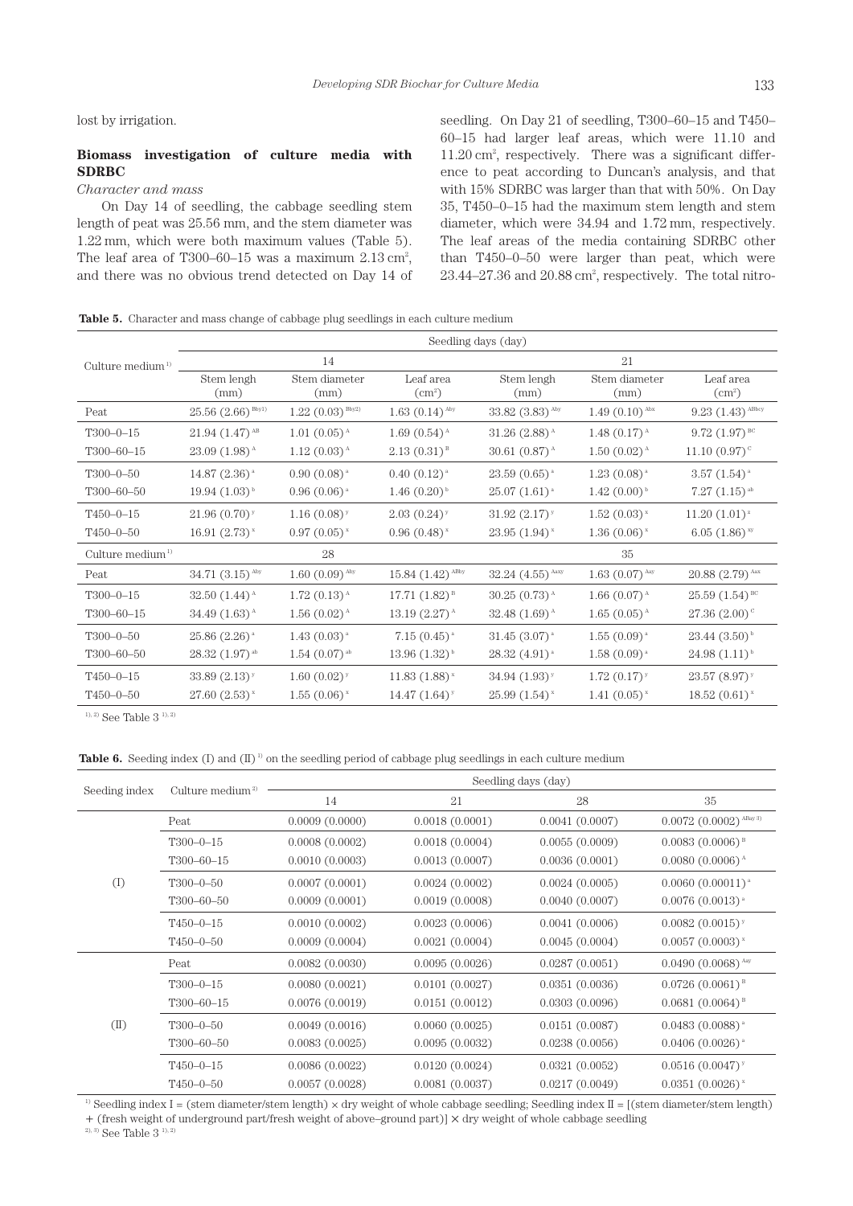lost by irrigation.

### Biomass investigation of culture media with SDRBC

*Character and mass*

On Day 14 of seedling, the cabbage seedling stem length of peat was 25.56 mm, and the stem diameter was 1.22 mm, which were both maximum values (Table 5). The leaf area of T300–60–15 was a maximum 2.13 cm$^2$, and there was no obvious trend detected on Day 14 of seedling. On Day 21 of seedling, T300–60–15 and T450–60–15 had larger leaf areas, which were 11.10 and 11.20 cm$^2$, respectively. There was a significant difference to peat according to Duncan's analysis, and that with 15% SDRBC was larger than that with 50%. On Day 35, T450–0–15 had the maximum stem length and stem diameter, which were 34.94 and 1.72 mm, respectively. The leaf areas of the media containing SDRBC other than T450–0–50 were larger than peat, which were 23.44–27.36 and 20.88 cm$^2$, respectively. The total nitro-

**Table 5.** Character and mass change of cabbage plug seedlings in each culture medium

| Culture medium[1)] | Seedling days (day) | | | | | |
|---|---|---|---|---|---|---|
| | 14 | | | 21 | | |
| | Stem lengh (mm) | Stem diameter (mm) | Leaf area (cm$^2$) | Stem lengh (mm) | Stem diameter (mm) | Leaf area (cm$^2$) |
| Peat | 25.56 (2.66) [Bby1)] | 1.22 (0.03) [Bby2)] | 1.63 (0.14) [Aby] | 33.82 (3.83) [Aby] | 1.49 (0.10) [Abx] | 9.23 (1.43) [ABbcy] |
| T300–0–15 | 21.94 (1.47) [AB] | 1.01 (0.05) [A] | 1.69 (0.54) [A] | 31.26 (2.88) [A] | 1.48 (0.17) [A] | 9.72 (1.97) [BC] |
| T300–60–15 | 23.09 (1.98) [A] | 1.12 (0.03) [A] | 2.13 (0.31) [B] | 30.61 (0.87) [A] | 1.50 (0.02) [A] | 11.10 (0.97) [C] |
| T300–0–50 | 14.87 (2.36) [a] | 0.90 (0.08) [a] | 0.40 (0.12) [a] | 23.59 (0.65) [a] | 1.23 (0.08) [a] | 3.57 (1.54) [a] |
| T300–60–50 | 19.94 (1.03) [b] | 0.96 (0.06) [a] | 1.46 (0.20) [b] | 25.07 (1.61) [a] | 1.42 (0.00) [b] | 7.27 (1.15) [ab] |
| T450–0–15 | 21.96 (0.70) [y] | 1.16 (0.08) [y] | 2.03 (0.24) [y] | 31.92 (2.17) [y] | 1.52 (0.03) [x] | 11.20 (1.01) [z] |
| T450–0–50 | 16.91 (2.73) [x] | 0.97 (0.05) [x] | 0.96 (0.48) [x] | 23.95 (1.94) [x] | 1.36 (0.06) [x] | 6.05 (1.86) [xy] |
| Culture medium[1)] | 28 | | | 35 | | |
| Peat | 34.71 (3.15) [Aby] | 1.60 (0.09) [Aby] | 15.84 (1.42) [ABby] | 32.24 (4.55) [Aaxy] | 1.63 (0.07) [Aay] | 20.88 (2.79) [Aax] |
| T300–0–15 | 32.50 (1.44) [A] | 1.72 (0.13) [A] | 17.71 (1.82) [B] | 30.25 (0.73) [A] | 1.66 (0.07) [A] | 25.59 (1.54) [BC] |
| T300–60–15 | 34.49 (1.63) [A] | 1.56 (0.02) [A] | 13.19 (2.27) [A] | 32.48 (1.69) [A] | 1.65 (0.05) [A] | 27.36 (2.00) [C] |
| T300–0–50 | 25.86 (2.26) [a] | 1.43 (0.03) [a] | 7.15 (0.45) [a] | 31.45 (3.07) [a] | 1.55 (0.09) [a] | 23.44 (3.50) [b] |
| T300–60–50 | 28.32 (1.97) [ab] | 1.54 (0.07) [ab] | 13.96 (1.32) [b] | 28.32 (4.91) [a] | 1.58 (0.09) [a] | 24.98 (1.11) [b] |
| T450–0–15 | 33.89 (2.13) [y] | 1.60 (0.02) [y] | 11.83 (1.88) [x] | 34.94 (1.93) [y] | 1.72 (0.17) [y] | 23.57 (8.97) [y] |
| T450–0–50 | 27.60 (2.53) [x] | 1.55 (0.06) [x] | 14.47 (1.64) [y] | 25.99 (1.54) [x] | 1.41 (0.05) [x] | 18.52 (0.61) [x] |

[1), 2)] See Table 3 [1), 2)]

**Table 6.** Seeding index (I) and (II) [1)] on the seedling period of cabbage plug seedlings in each culture medium

| Seeding index | Culture medium[2)] | Seedling days (day) | | | |
|---|---|---|---|---|---|
| | | 14 | 21 | 28 | 35 |
| (I) | Peat | 0.0009 (0.0000) | 0.0018 (0.0001) | 0.0041 (0.0007) | 0.0072 (0.0002) [ABay 3)] |
| | T300–0–15 | 0.0008 (0.0002) | 0.0018 (0.0004) | 0.0055 (0.0009) | 0.0083 (0.0006) [B] |
| | T300–60–15 | 0.0010 (0.0003) | 0.0013 (0.0007) | 0.0036 (0.0001) | 0.0080 (0.0006) [A] |
| | T300–0–50 | 0.0007 (0.0001) | 0.0024 (0.0002) | 0.0024 (0.0005) | 0.0060 (0.00011) [a] |
| | T300–60–50 | 0.0009 (0.0001) | 0.0019 (0.0008) | 0.0040 (0.0007) | 0.0076 (0.0013) [a] |
| | T450–0–15 | 0.0010 (0.0002) | 0.0023 (0.0006) | 0.0041 (0.0006) | 0.0082 (0.0015) [y] |
| | T450–0–50 | 0.0009 (0.0004) | 0.0021 (0.0004) | 0.0045 (0.0004) | 0.0057 (0.0003) [x] |
| (II) | Peat | 0.0082 (0.0030) | 0.0095 (0.0026) | 0.0287 (0.0051) | 0.0490 (0.0068) [Aay] |
| | T300–0–15 | 0.0080 (0.0021) | 0.0101 (0.0027) | 0.0351 (0.0036) | 0.0726 (0.0061) [B] |
| | T300–60–15 | 0.0076 (0.0019) | 0.0151 (0.0012) | 0.0303 (0.0096) | 0.0681 (0.0064) [B] |
| | T300–0–50 | 0.0049 (0.0016) | 0.0060 (0.0025) | 0.0151 (0.0087) | 0.0483 (0.0088) [a] |
| | T300–60–50 | 0.0083 (0.0025) | 0.0095 (0.0032) | 0.0238 (0.0056) | 0.0406 (0.0026) [a] |
| | T450–0–15 | 0.0086 (0.0022) | 0.0120 (0.0024) | 0.0321 (0.0052) | 0.0516 (0.0047) [y] |
| | T450–0–50 | 0.0057 (0.0028) | 0.0081 (0.0037) | 0.0217 (0.0049) | 0.0351 (0.0026) [x] |

[1)] Seedling index I = (stem diameter/stem length) × dry weight of whole cabbage seedling; Seedling index II = [(stem diameter/stem length) + (fresh weight of underground part/fresh weight of above–ground part)] × dry weight of whole cabbage seedling

[2), 3)] See Table 3 [1), 2)]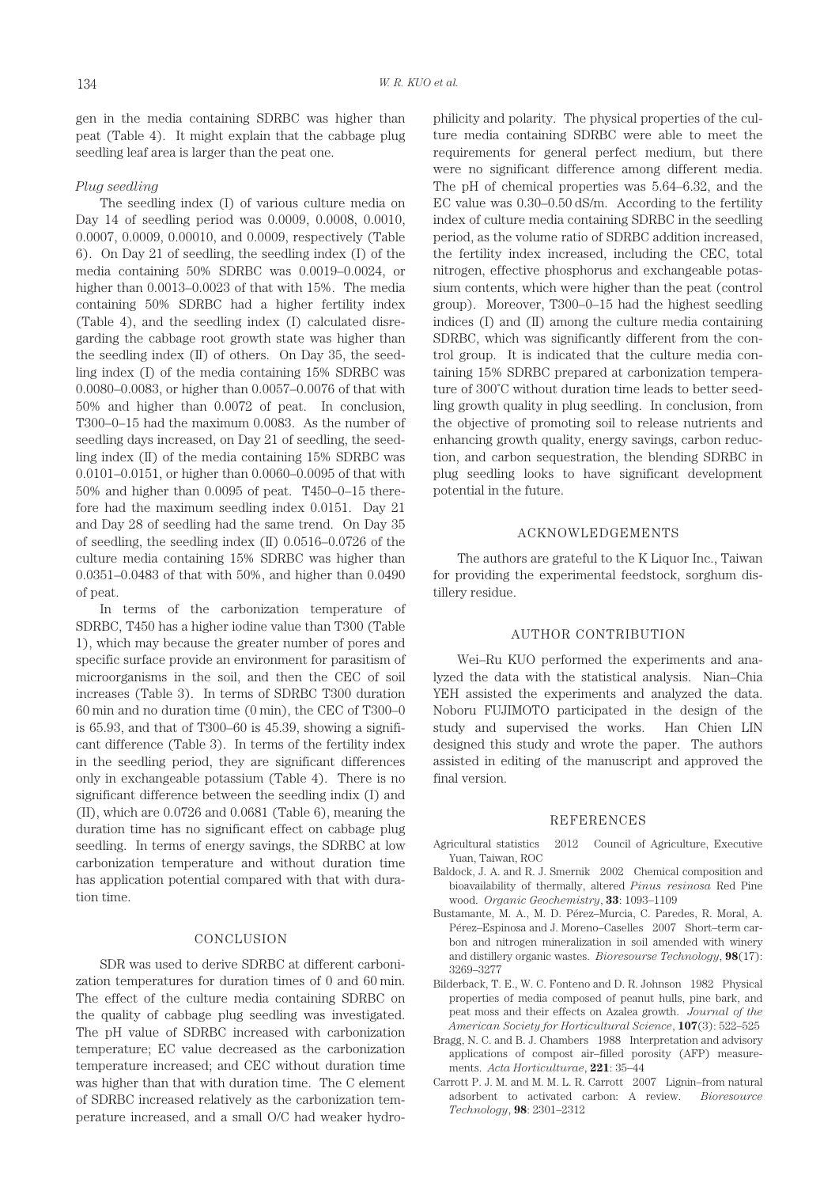gen in the media containing SDRBC was higher than peat (Table 4). It might explain that the cabbage plug seedling leaf area is larger than the peat one.

*Plug seedling*

The seedling index (I) of various culture media on Day 14 of seedling period was 0.0009, 0.0008, 0.0010, 0.0007, 0.0009, 0.00010, and 0.0009, respectively (Table 6). On Day 21 of seedling, the seedling index (I) of the media containing 50% SDRBC was 0.0019–0.0024, or higher than 0.0013–0.0023 of that with 15%. The media containing 50% SDRBC had a higher fertility index (Table 4), and the seedling index (I) calculated disregarding the cabbage root growth state was higher than the seedling index (II) of others. On Day 35, the seedling index (I) of the media containing 15% SDRBC was 0.0080–0.0083, or higher than 0.0057–0.0076 of that with 50% and higher than 0.0072 of peat. In conclusion, T300–0–15 had the maximum 0.0083. As the number of seedling days increased, on Day 21 of seedling, the seedling index (II) of the media containing 15% SDRBC was 0.0101–0.0151, or higher than 0.0060–0.0095 of that with 50% and higher than 0.0095 of peat. T450–0–15 therefore had the maximum seedling index 0.0151. Day 21 and Day 28 of seedling had the same trend. On Day 35 of seedling, the seedling index (II) 0.0516–0.0726 of the culture media containing 15% SDRBC was higher than 0.0351–0.0483 of that with 50%, and higher than 0.0490 of peat.

In terms of the carbonization temperature of SDRBC, T450 has a higher iodine value than T300 (Table 1), which may because the greater number of pores and specific surface provide an environment for parasitism of microorganisms in the soil, and then the CEC of soil increases (Table 3). In terms of SDRBC T300 duration 60 min and no duration time (0 min), the CEC of T300–0 is 65.93, and that of T300–60 is 45.39, showing a significant difference (Table 3). In terms of the fertility index in the seedling period, they are significant differences only in exchangeable potassium (Table 4). There is no significant difference between the seedling indix (I) and (II), which are 0.0726 and 0.0681 (Table 6), meaning the duration time has no significant effect on cabbage plug seedling. In terms of energy savings, the SDRBC at low carbonization temperature and without duration time has application potential compared with that with duration time.

## CONCLUSION

SDR was used to derive SDRBC at different carbonization temperatures for duration times of 0 and 60 min. The effect of the culture media containing SDRBC on the quality of cabbage plug seedling was investigated. The pH value of SDRBC increased with carbonization temperature; EC value decreased as the carbonization temperature increased; and CEC without duration time was higher than that with duration time. The C element of SDRBC increased relatively as the carbonization temperature increased, and a small O/C had weaker hydrophilicity and polarity. The physical properties of the culture media containing SDRBC were able to meet the requirements for general perfect medium, but there were no significant difference among different media. The pH of chemical properties was 5.64–6.32, and the EC value was 0.30–0.50 dS/m. According to the fertility index of culture media containing SDRBC in the seedling period, as the volume ratio of SDRBC addition increased, the fertility index increased, including the CEC, total nitrogen, effective phosphorus and exchangeable potassium contents, which were higher than the peat (control group). Moreover, T300–0–15 had the highest seedling indices (I) and (II) among the culture media containing SDRBC, which was significantly different from the control group. It is indicated that the culture media containing 15% SDRBC prepared at carbonization temperature of 300°C without duration time leads to better seedling growth quality in plug seedling. In conclusion, from the objective of promoting soil to release nutrients and enhancing growth quality, energy savings, carbon reduction, and carbon sequestration, the blending SDRBC in plug seedling looks to have significant development potential in the future.

## ACKNOWLEDGEMENTS

The authors are grateful to the K Liquor Inc., Taiwan for providing the experimental feedstock, sorghum distillery residue.

## AUTHOR CONTRIBUTION

Wei–Ru KUO performed the experiments and analyzed the data with the statistical analysis. Nian–Chia YEH assisted the experiments and analyzed the data. Noboru FUJIMOTO participated in the design of the study and supervised the works. Han Chien LIN designed this study and wrote the paper. The authors assisted in editing of the manuscript and approved the final version.

## REFERENCES

Agricultural statistics 2012 Council of Agriculture, Executive Yuan, Taiwan, ROC

Baldock, J. A. and R. J. Smernik 2002 Chemical composition and bioavailability of thermally, altered *Pinus resinosa* Red Pine wood. *Organic Geochemistry*, **33**: 1093–1109

Bustamante, M. A., M. D. Pérez–Murcia, C. Paredes, R. Moral, A. Pérez–Espinosa and J. Moreno–Caselles 2007 Short–term carbon and nitrogen mineralization in soil amended with winery and distillery organic wastes. *Bioresourse Technology*, **98**(17): 3269–3277

Bilderback, T. E., W. C. Fonteno and D. R. Johnson 1982 Physical properties of media composed of peanut hulls, pine bark, and peat moss and their effects on Azalea growth. *Journal of the American Society for Horticultural Science*, **107**(3): 522–525

Bragg, N. C. and B. J. Chambers 1988 Interpretation and advisory applications of compost air–filled porosity (AFP) measurements. *Acta Horticulturae*, **221**: 35–44

Carrott P. J. M. and M. M. L. R. Carrott 2007 Lignin–from natural adsorbent to activated carbon: A review. *Bioresource Technology*, **98**: 2301–2312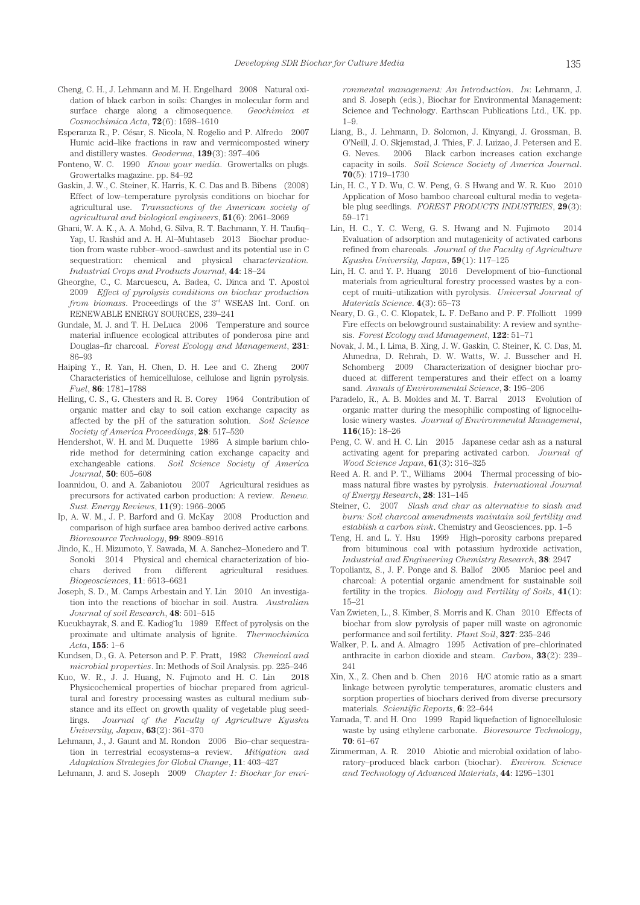Cheng, C. H., J. Lehmann and M. H. Engelhard 2008 Natural oxidation of black carbon in soils: Changes in molecular form and surface charge along a climosequence. *Geochimica et Cosmochimica Acta*, **72**(6): 1598–1610

Esperanza R., P. César, S. Nicola, N. Rogelio and P. Alfredo 2007 Humic acid–like fractions in raw and vermicomposted winery and distillery wastes. *Geoderma*, **139**(3): 397–406

Fonteno, W. C. 1990 *Know your media*. Growertalks on plugs. Growertalks magazine. pp. 84–92

Gaskin, J. W., C. Steiner, K. Harris, K. C. Das and B. Bibens (2008) Effect of low–temperature pyrolysis conditions on biochar for agricultural use. *Transactions of the American society of agricultural and biological engineers*, **51**(6): 2061–2069

Ghani, W. A. K., A. A. Mohd, G. Silva, R. T. Bachmann, Y. H. Taufiq–Yap, U. Rashid and A. H. Al–Muhtaseb 2013 Biochar production from waste rubber–wood–sawdust and its potential use in C sequestration: chemical and physical char*acterization. Industrial Crops and Products Journal*, **44**: 18–24

Gheorghe, C., C. Marcuescu, A. Badea, C. Dinca and T. Apostol 2009 *Effect of pyrolysis conditions on biochar production from biomass*. Proceedings of the 3rd WSEAS Int. Conf. on RENEWABLE ENERGY SOURCES, 239–241

Gundale, M. J. and T. H. DeLuca 2006 Temperature and source material influence ecological attributes of ponderosa pine and Douglas–fir charcoal. *Forest Ecology and Management*, **231**: 86–93

Haiping Y., R. Yan, H. Chen, D. H. Lee and C. Zheng 2007 Characteristics of hemicellulose, cellulose and lignin pyrolysis. *Fuel*, **86**: 1781–1788

Helling, C. S., G. Chesters and R. B. Corey 1964 Contribution of organic matter and clay to soil cation exchange capacity as affected by the pH of the saturation solution. *Soil Science Society of America Proceedings*, **28**: 517–520

Hendershot, W. H. and M. Duquette 1986 A simple barium chloride method for determining cation exchange capacity and exchangeable cations. *Soil Science Society of America Journal*, **50**: 605–608

Ioannidou, O. and A. Zabaniotou 2007 Agricultural residues as precursors for activated carbon production: A review. *Renew. Sust. Energy Reviews*, **11**(9): 1966–2005

Ip, A. W. M., J. P. Barford and G. McKay 2008 Production and comparison of high surface area bamboo derived active carbons. *Bioresource Technology*, **99**: 8909–8916

Jindo, K., H. Mizumoto, Y. Sawada, M. A. Sanchez–Monedero and T. Sonoki 2014 Physical and chemical characterization of biochars derived from different agricultural residues. *Biogeosciences*, **11**: 6613–6621

Joseph, S. D., M. Camps Arbestain and Y. Lin 2010 An investigation into the reactions of biochar in soil. Austra. *Australian Journal of soil Research*, **48**: 501–515

Kucukbayrak, S. and E. Kadiog˘lu 1989 Effect of pyrolysis on the proximate and ultimate analysis of lignite. *Thermochimica Acta*, **155**: 1–6

Kundsen, D., G. A. Peterson and P. F. Pratt, 1982 *Chemical and microbial properties*. In: Methods of Soil Analysis. pp. 225–246

Kuo, W. R., J. J. Huang, N. Fujmoto and H. C. Lin 2018 Physicochemical properties of biochar prepared from agricultural and forestry processing wastes as cultural medium substance and its effect on growth quality of vegetable plug seedlings. *Journal of the Faculty of Agriculture Kyushu University, Japan*, **63**(2): 361–370

Lehmann, J., J. Gaunt and M. Rondon 2006 Bio–char sequestration in terrestrial ecosystems–a review. *Mitigation and Adaptation Strategies for Global Change*, **11**: 403–427

Lehmann, J. and S. Joseph 2009 *Chapter 1: Biochar for environmental management: An Introduction*. *In*: Lehmann, J. and S. Joseph (eds.), Biochar for Environmental Management: Science and Technology. Earthscan Publications Ltd., UK. pp. 1–9.

Liang, B., J. Lehmann, D. Solomon, J. Kinyangi, J. Grossman, B. O'Neill, J. O. Skjemstad, J. Thies, F. J. Luizao, J. Petersen and E. G. Neves. 2006 Black carbon increases cation exchange capacity in soils. *Soil Science Society of America Journal*. **70**(5): 1719–1730

Lin, H. C., Y D. Wu, C. W. Peng, G. S Hwang and W. R. Kuo 2010 Application of Moso bamboo charcoal cultural media to vegetable plug seedlings. *FOREST PRODUCTS INDUSTRIES*, **29**(3): 59–171

Lin, H. C., Y. C. Weng, G. S. Hwang and N. Fujimoto 2014 Evaluation of adsorption and mutagenicity of activated carbons refined from charcoals. *Journal of the Faculty of Agriculture Kyushu University, Japan*, **59**(1): 117–125

Lin, H. C. and Y. P. Huang 2016 Development of bio–functional materials from agricultural forestry processed wastes by a concept of muiti–utilization with pyrolysis. *Universal Journal of Materials Science*. **4**(3): 65–73

Neary, D. G., C. C. Klopatek, L. F. DeBano and P. F. Ffolliott 1999 Fire effects on belowground sustainability: A review and synthesis. *Forest Ecology and Management*, **122**: 51–71

Novak, J. M., I. Lima, B. Xing, J. W. Gaskin, C. Steiner, K. C. Das, M. Ahmedna, D. Rehrah, D. W. Watts, W. J. Busscher and H. Schomberg 2009 Characterization of designer biochar produced at different temperatures and their effect on a loamy sand. *Annals of Environmental Science*, **3**: 195–206

Paradelo, R., A. B. Moldes and M. T. Barral 2013 Evolution of organic matter during the mesophilic composting of lignocellulosic winery wastes. *Journal of Environmental Management*, **116**(15): 18–26

Peng, C. W. and H. C. Lin 2015 Japanese cedar ash as a natural activating agent for preparing activated carbon. *Journal of Wood Science Japan*, **61**(3): 316–325

Reed A. R. and P. T., Williams 2004 Thermal processing of biomass natural fibre wastes by pyrolysis. *International Journal of Energy Research*, **28**: 131–145

Steiner, C. 2007 *Slash and char as alternative to slash and burn: Soil charcoal amendments maintain soil fertility and establish a carbon sink*. Chemistry and Geosciences. pp. 1–5

Teng, H. and L. Y. Hsu 1999 High–porosity carbons prepared from bituminous coal with potassium hydroxide activation, *Industrial and Engineering Chemistry Research*, **38**: 2947

Topoliantz, S., J. F. Ponge and S. Ballof 2005 Manioc peel and charcoal: A potential organic amendment for sustainable soil fertility in the tropics. *Biology and Fertility of Soils*, **41**(1): 15–21

Van Zwieten, L., S. Kimber, S. Morris and K. Chan 2010 Effects of biochar from slow pyrolysis of paper mill waste on agronomic performance and soil fertility. *Plant Soil*, **327**: 235–246

Walker, P. L. and A. Almagro 1995 Activation of pre–chlorinated anthracite in carbon dioxide and steam. *Carbon*, **33**(2): 239–241

Xin, X., Z. Chen and b. Chen 2016 H/C atomic ratio as a smart linkage between pyrolytic temperatures, aromatic clusters and sorption properties of biochars derived from diverse precursory materials. *Scientific Reports*, **6**: 22–644

Yamada, T. and H. Ono 1999 Rapid liquefaction of lignocellulosic waste by using ethylene carbonate. *Bioresource Technology*, **70**: 61–67

Zimmerman, A. R. 2010 Abiotic and microbial oxidation of laboratory–produced black carbon (biochar). *Environ. Science and Technology of Advanced Materials*, **44**: 1295–1301